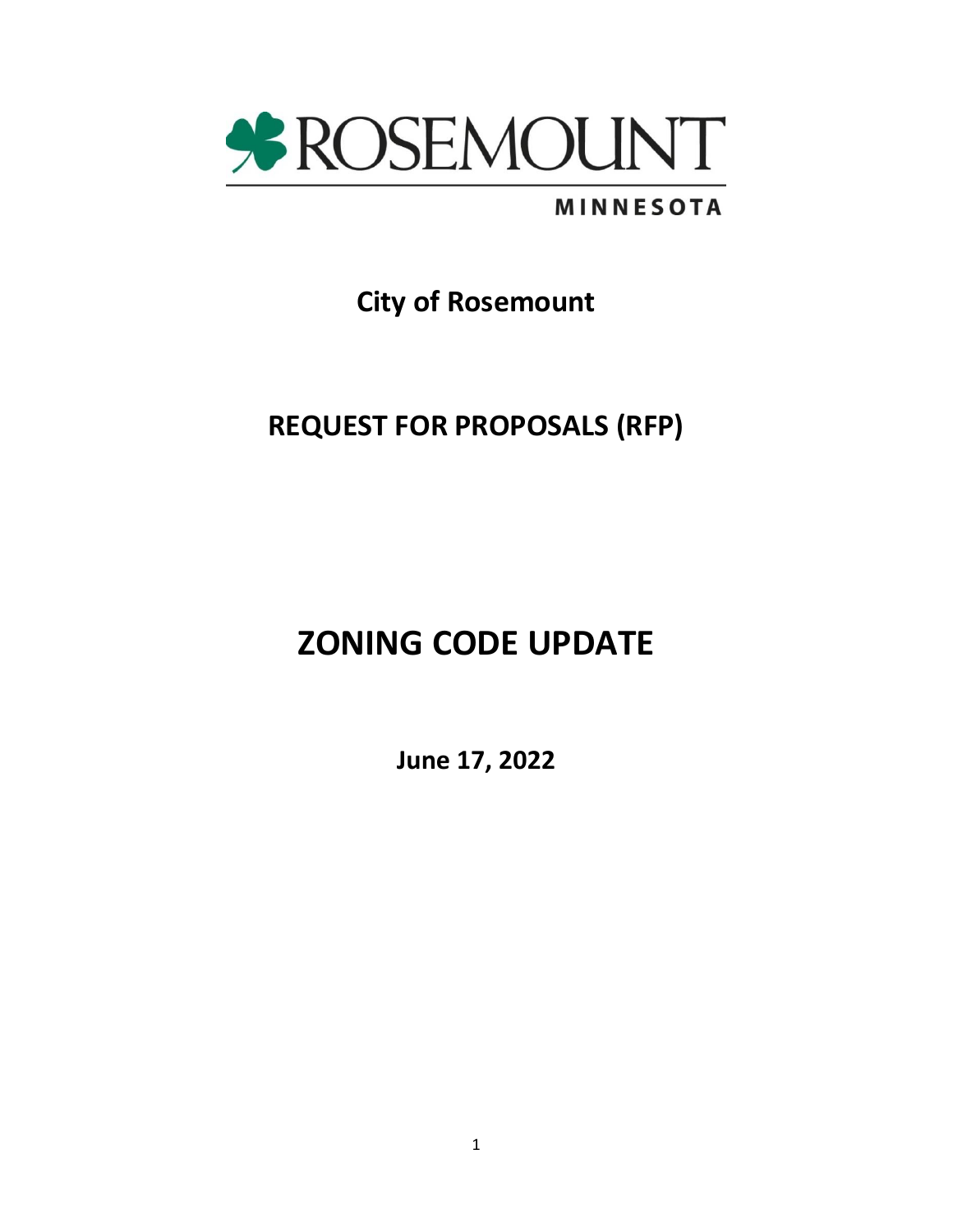ROSEMOUNT

MINNESOTA

**City of Rosemount**

**REQUEST FOR PROPOSALS (RFP)**

# ZONING CODE UPDATE

**June 17, 2022**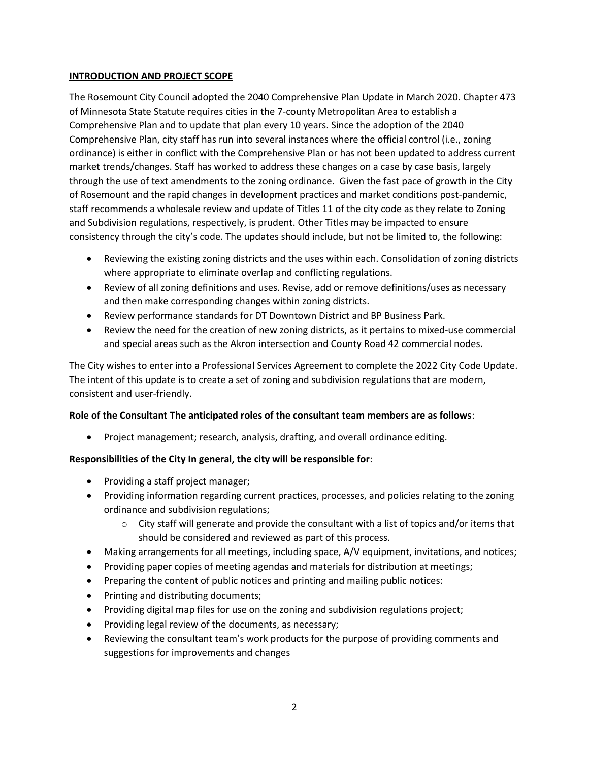## INTRODUCTION AND PROJECT SCOPE

The Rosemount City Council adopted the 2040 Comprehensive Plan Update in March 2020. Chapter 473 of Minnesota State Statute requires cities in the 7-county Metropolitan Area to establish a Comprehensive Plan and to update that plan every 10 years. Since the adoption of the 2040 Comprehensive Plan, city staff has run into several instances where the official control (i.e., zoning ordinance) is either in conflict with the Comprehensive Plan or has not been updated to address current market trends/changes. Staff has worked to address these changes on a case by case basis, largely through the use of text amendments to the zoning ordinance. Given the fast pace of growth in the City of Rosemount and the rapid changes in development practices and market conditions post-pandemic, staff recommends a wholesale review and update of Titles 11 of the city code as they relate to Zoning and Subdivision regulations, respectively, is prudent. Other Titles may be impacted to ensure consistency through the city's code. The updates should include, but not be limited to, the following:

- Reviewing the existing zoning districts and the uses within each. Consolidation of zoning districts where appropriate to eliminate overlap and conflicting regulations.
- Review of all zoning definitions and uses. Revise, add or remove definitions/uses as necessary and then make corresponding changes within zoning districts.
- Review performance standards for DT Downtown District and BP Business Park.
- Review the need for the creation of new zoning districts, as it pertains to mixed-use commercial and special areas such as the Akron intersection and County Road 42 commercial nodes.

The City wishes to enter into a Professional Services Agreement to complete the 2022 City Code Update. The intent of this update is to create a set of zoning and subdivision regulations that are modern, consistent and user-friendly.

**Role of the Consultant The anticipated roles of the consultant team members are as follows**:

- Project management; research, analysis, drafting, and overall ordinance editing.

**Responsibilities of the City In general, the city will be responsible for**:

- Providing a staff project manager;
- Providing information regarding current practices, processes, and policies relating to the zoning ordinance and subdivision regulations;
    - City staff will generate and provide the consultant with a list of topics and/or items that should be considered and reviewed as part of this process.
- Making arrangements for all meetings, including space, A/V equipment, invitations, and notices;
- Providing paper copies of meeting agendas and materials for distribution at meetings;
- Preparing the content of public notices and printing and mailing public notices:
- Printing and distributing documents;
- Providing digital map files for use on the zoning and subdivision regulations project;
- Providing legal review of the documents, as necessary;
- Reviewing the consultant team's work products for the purpose of providing comments and suggestions for improvements and changes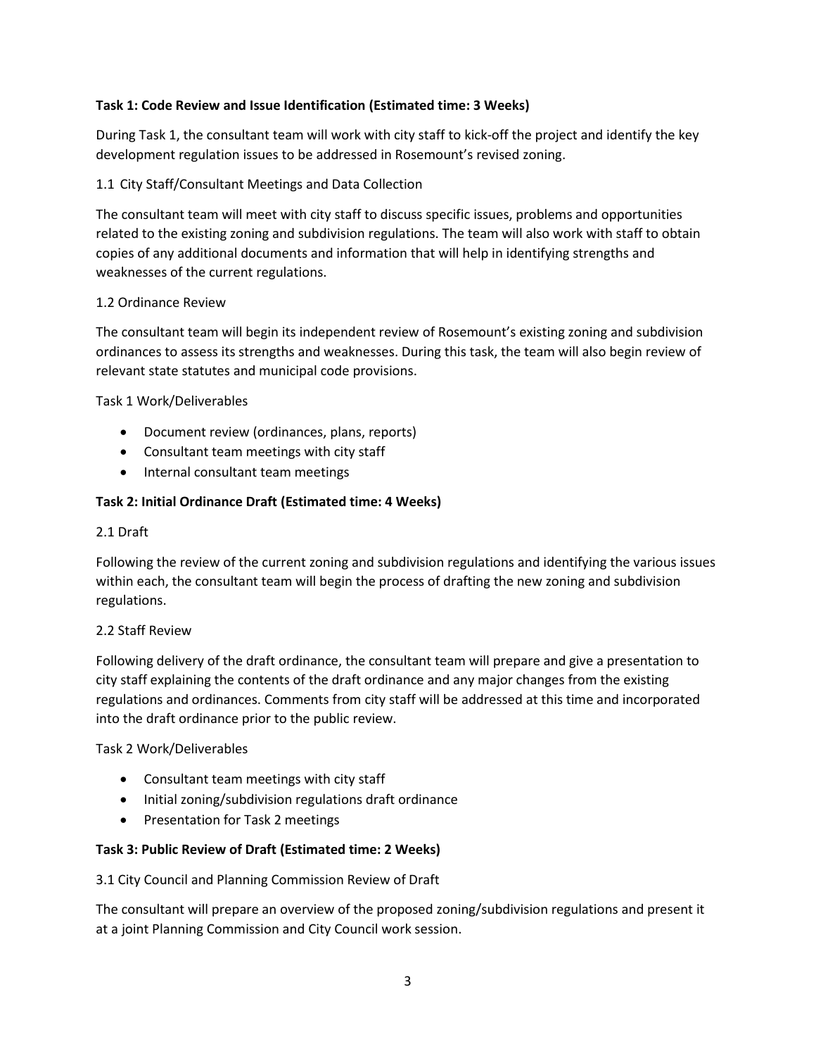**Task 1: Code Review and Issue Identification (Estimated time: 3 Weeks)**

During Task 1, the consultant team will work with city staff to kick-off the project and identify the key development regulation issues to be addressed in Rosemount's revised zoning.

1.1 City Staff/Consultant Meetings and Data Collection

The consultant team will meet with city staff to discuss specific issues, problems and opportunities related to the existing zoning and subdivision regulations. The team will also work with staff to obtain copies of any additional documents and information that will help in identifying strengths and weaknesses of the current regulations.

1.2 Ordinance Review

The consultant team will begin its independent review of Rosemount's existing zoning and subdivision ordinances to assess its strengths and weaknesses. During this task, the team will also begin review of relevant state statutes and municipal code provisions.

Task 1 Work/Deliverables

- Document review (ordinances, plans, reports)
- Consultant team meetings with city staff
- Internal consultant team meetings

**Task 2: Initial Ordinance Draft (Estimated time: 4 Weeks)**

2.1 Draft

Following the review of the current zoning and subdivision regulations and identifying the various issues within each, the consultant team will begin the process of drafting the new zoning and subdivision regulations.

2.2 Staff Review

Following delivery of the draft ordinance, the consultant team will prepare and give a presentation to city staff explaining the contents of the draft ordinance and any major changes from the existing regulations and ordinances. Comments from city staff will be addressed at this time and incorporated into the draft ordinance prior to the public review.

Task 2 Work/Deliverables

- Consultant team meetings with city staff
- Initial zoning/subdivision regulations draft ordinance
- Presentation for Task 2 meetings

**Task 3: Public Review of Draft (Estimated time: 2 Weeks)**

3.1 City Council and Planning Commission Review of Draft

The consultant will prepare an overview of the proposed zoning/subdivision regulations and present it at a joint Planning Commission and City Council work session.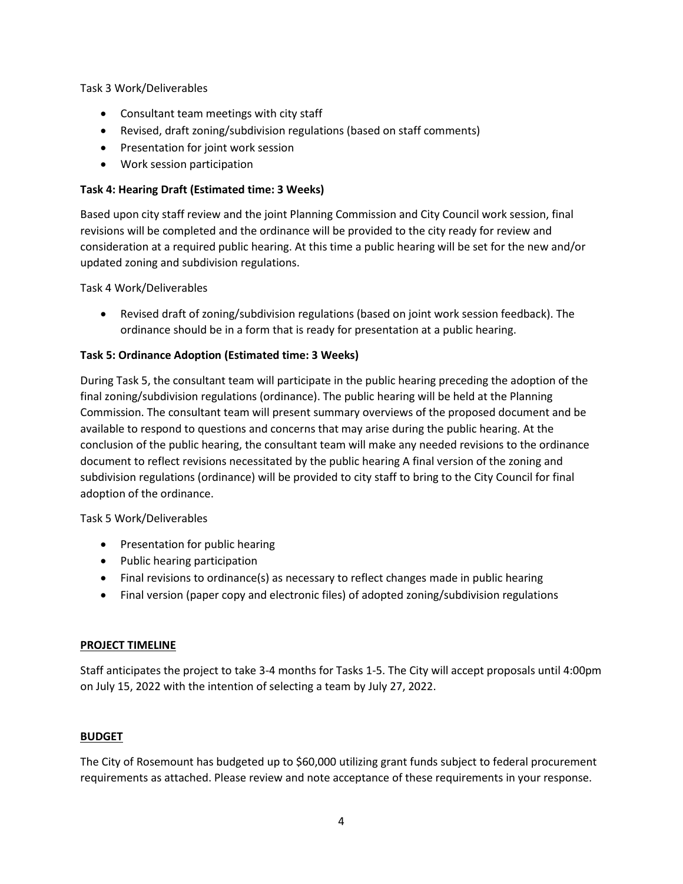Task 3 Work/Deliverables

- Consultant team meetings with city staff
- Revised, draft zoning/subdivision regulations (based on staff comments)
- Presentation for joint work session
- Work session participation

**Task 4: Hearing Draft (Estimated time: 3 Weeks)**

Based upon city staff review and the joint Planning Commission and City Council work session, final revisions will be completed and the ordinance will be provided to the city ready for review and consideration at a required public hearing. At this time a public hearing will be set for the new and/or updated zoning and subdivision regulations.

Task 4 Work/Deliverables

- Revised draft of zoning/subdivision regulations (based on joint work session feedback). The ordinance should be in a form that is ready for presentation at a public hearing.

**Task 5: Ordinance Adoption (Estimated time: 3 Weeks)**

During Task 5, the consultant team will participate in the public hearing preceding the adoption of the final zoning/subdivision regulations (ordinance). The public hearing will be held at the Planning Commission. The consultant team will present summary overviews of the proposed document and be available to respond to questions and concerns that may arise during the public hearing. At the conclusion of the public hearing, the consultant team will make any needed revisions to the ordinance document to reflect revisions necessitated by the public hearing A final version of the zoning and subdivision regulations (ordinance) will be provided to city staff to bring to the City Council for final adoption of the ordinance.

Task 5 Work/Deliverables

- Presentation for public hearing
- Public hearing participation
- Final revisions to ordinance(s) as necessary to reflect changes made in public hearing
- Final version (paper copy and electronic files) of adopted zoning/subdivision regulations

**PROJECT TIMELINE**

Staff anticipates the project to take 3-4 months for Tasks 1-5. The City will accept proposals until 4:00pm on July 15, 2022 with the intention of selecting a team by July 27, 2022.

**BUDGET**

The City of Rosemount has budgeted up to $60,000 utilizing grant funds subject to federal procurement requirements as attached. Please review and note acceptance of these requirements in your response.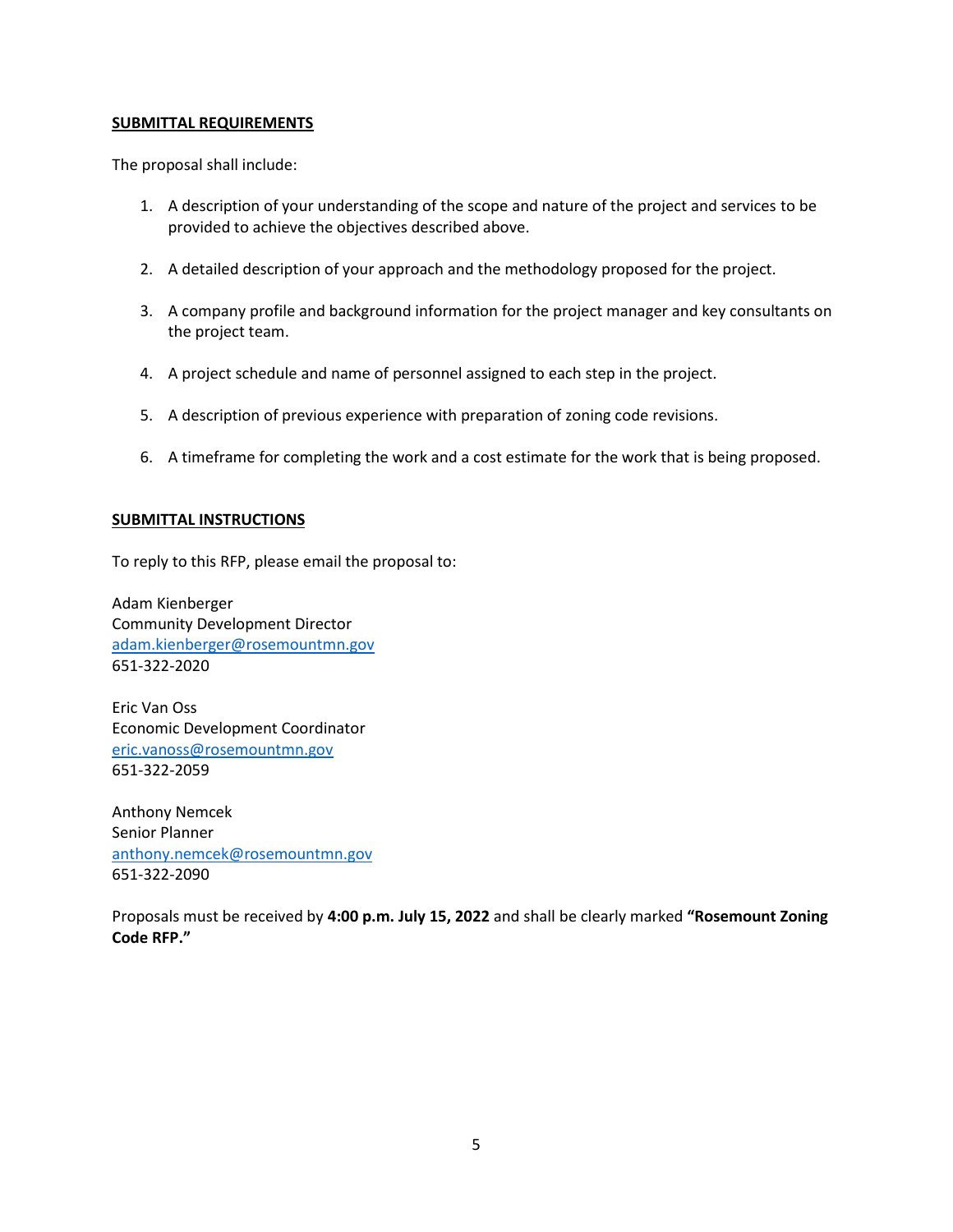**SUBMITTAL REQUIREMENTS**

The proposal shall include:

1. A description of your understanding of the scope and nature of the project and services to be provided to achieve the objectives described above.

2. A detailed description of your approach and the methodology proposed for the project.

3. A company profile and background information for the project manager and key consultants on the project team.

4. A project schedule and name of personnel assigned to each step in the project.

5. A description of previous experience with preparation of zoning code revisions.

6. A timeframe for completing the work and a cost estimate for the work that is being proposed.

**SUBMITTAL INSTRUCTIONS**

To reply to this RFP, please email the proposal to:

Adam Kienberger
Community Development Director
adam.kienberger@rosemountmn.gov
651-322-2020

Eric Van Oss
Economic Development Coordinator
eric.vanoss@rosemountmn.gov
651-322-2059

Anthony Nemcek
Senior Planner
anthony.nemcek@rosemountmn.gov
651-322-2090

Proposals must be received by **4:00 p.m. July 15, 2022** and shall be clearly marked **"Rosemount Zoning Code RFP."**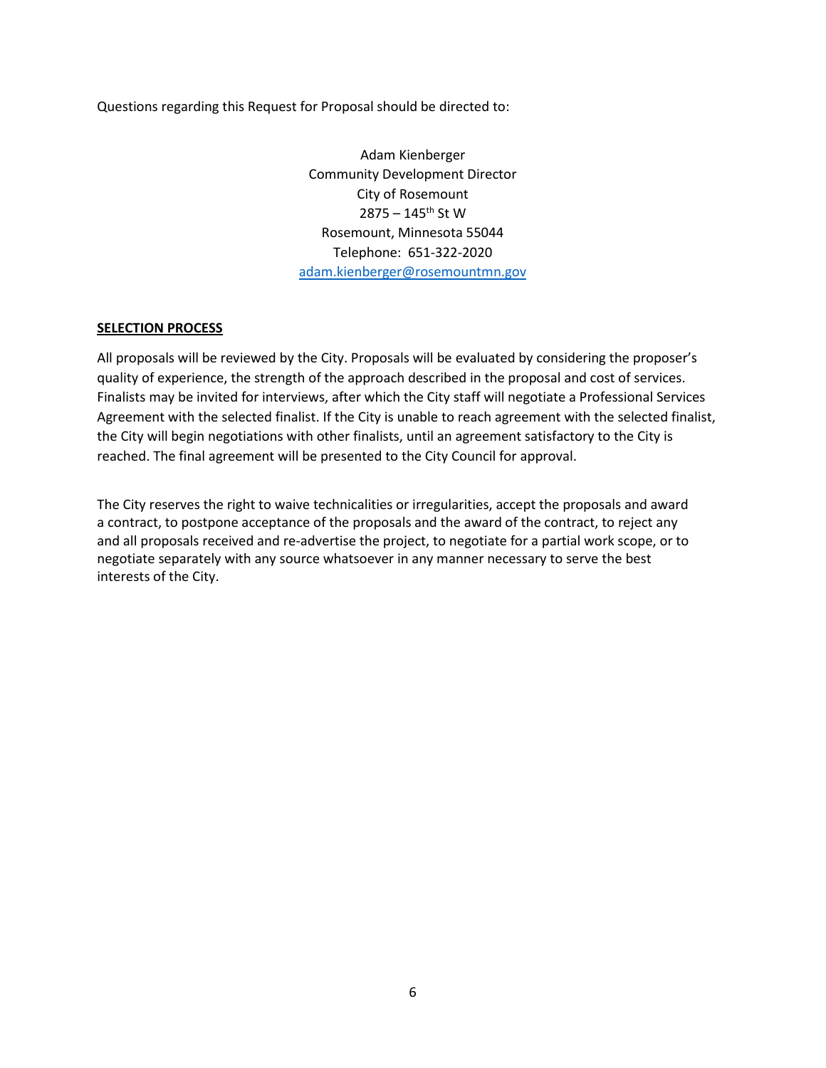Questions regarding this Request for Proposal should be directed to:

Adam Kienberger
Community Development Director
City of Rosemount
2875 – 145th St W
Rosemount, Minnesota 55044
Telephone: 651-322-2020
adam.kienberger@rosemountmn.gov

**SELECTION PROCESS**

All proposals will be reviewed by the City. Proposals will be evaluated by considering the proposer's quality of experience, the strength of the approach described in the proposal and cost of services. Finalists may be invited for interviews, after which the City staff will negotiate a Professional Services Agreement with the selected finalist. If the City is unable to reach agreement with the selected finalist, the City will begin negotiations with other finalists, until an agreement satisfactory to the City is reached. The final agreement will be presented to the City Council for approval.

The City reserves the right to waive technicalities or irregularities, accept the proposals and award a contract, to postpone acceptance of the proposals and the award of the contract, to reject any and all proposals received and re-advertise the project, to negotiate for a partial work scope, or to negotiate separately with any source whatsoever in any manner necessary to serve the best interests of the City.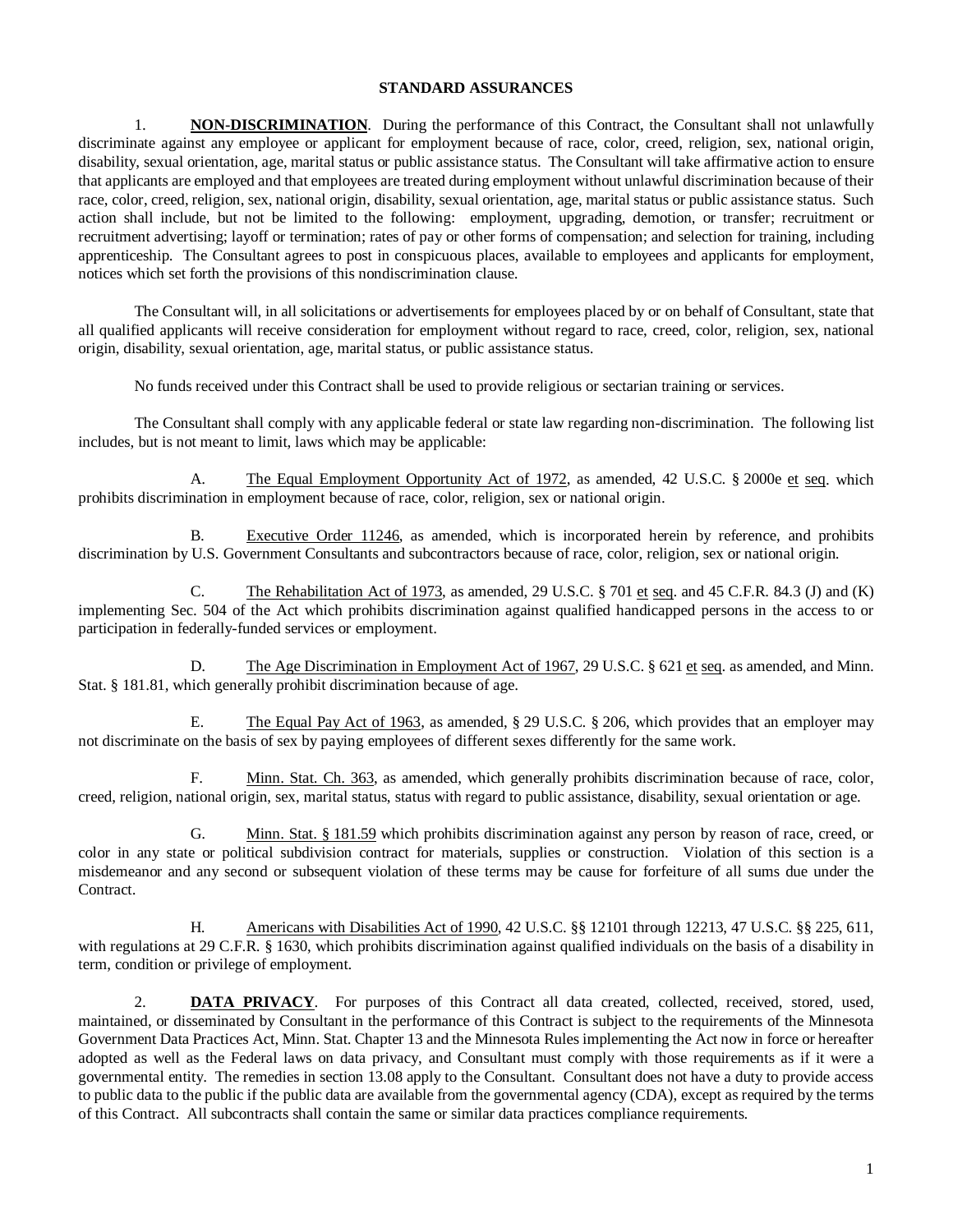# STANDARD ASSURANCES

1. **NON-DISCRIMINATION**. During the performance of this Contract, the Consultant shall not unlawfully discriminate against any employee or applicant for employment because of race, color, creed, religion, sex, national origin, disability, sexual orientation, age, marital status or public assistance status. The Consultant will take affirmative action to ensure that applicants are employed and that employees are treated during employment without unlawful discrimination because of their race, color, creed, religion, sex, national origin, disability, sexual orientation, age, marital status or public assistance status. Such action shall include, but not be limited to the following: employment, upgrading, demotion, or transfer; recruitment or recruitment advertising; layoff or termination; rates of pay or other forms of compensation; and selection for training, including apprenticeship. The Consultant agrees to post in conspicuous places, available to employees and applicants for employment, notices which set forth the provisions of this nondiscrimination clause.

The Consultant will, in all solicitations or advertisements for employees placed by or on behalf of Consultant, state that all qualified applicants will receive consideration for employment without regard to race, creed, color, religion, sex, national origin, disability, sexual orientation, age, marital status, or public assistance status.

No funds received under this Contract shall be used to provide religious or sectarian training or services.

The Consultant shall comply with any applicable federal or state law regarding non-discrimination. The following list includes, but is not meant to limit, laws which may be applicable:

A. The Equal Employment Opportunity Act of 1972, as amended, 42 U.S.C. § 2000e et seq. which prohibits discrimination in employment because of race, color, religion, sex or national origin.

B. Executive Order 11246, as amended, which is incorporated herein by reference, and prohibits discrimination by U.S. Government Consultants and subcontractors because of race, color, religion, sex or national origin.

C. The Rehabilitation Act of 1973, as amended, 29 U.S.C. § 701 et seq. and 45 C.F.R. 84.3 (J) and (K) implementing Sec. 504 of the Act which prohibits discrimination against qualified handicapped persons in the access to or participation in federally-funded services or employment.

D. The Age Discrimination in Employment Act of 1967, 29 U.S.C. § 621 et seq. as amended, and Minn. Stat. § 181.81, which generally prohibit discrimination because of age.

E. The Equal Pay Act of 1963, as amended, § 29 U.S.C. § 206, which provides that an employer may not discriminate on the basis of sex by paying employees of different sexes differently for the same work.

F. Minn. Stat. Ch. 363, as amended, which generally prohibits discrimination because of race, color, creed, religion, national origin, sex, marital status, status with regard to public assistance, disability, sexual orientation or age.

G. Minn. Stat. § 181.59 which prohibits discrimination against any person by reason of race, creed, or color in any state or political subdivision contract for materials, supplies or construction. Violation of this section is a misdemeanor and any second or subsequent violation of these terms may be cause for forfeiture of all sums due under the Contract.

H. Americans with Disabilities Act of 1990, 42 U.S.C. §§ 12101 through 12213, 47 U.S.C. §§ 225, 611, with regulations at 29 C.F.R. § 1630, which prohibits discrimination against qualified individuals on the basis of a disability in term, condition or privilege of employment.

2. **DATA PRIVACY**. For purposes of this Contract all data created, collected, received, stored, used, maintained, or disseminated by Consultant in the performance of this Contract is subject to the requirements of the Minnesota Government Data Practices Act, Minn. Stat. Chapter 13 and the Minnesota Rules implementing the Act now in force or hereafter adopted as well as the Federal laws on data privacy, and Consultant must comply with those requirements as if it were a governmental entity. The remedies in section 13.08 apply to the Consultant. Consultant does not have a duty to provide access to public data to the public if the public data are available from the governmental agency (CDA), except as required by the terms of this Contract. All subcontracts shall contain the same or similar data practices compliance requirements.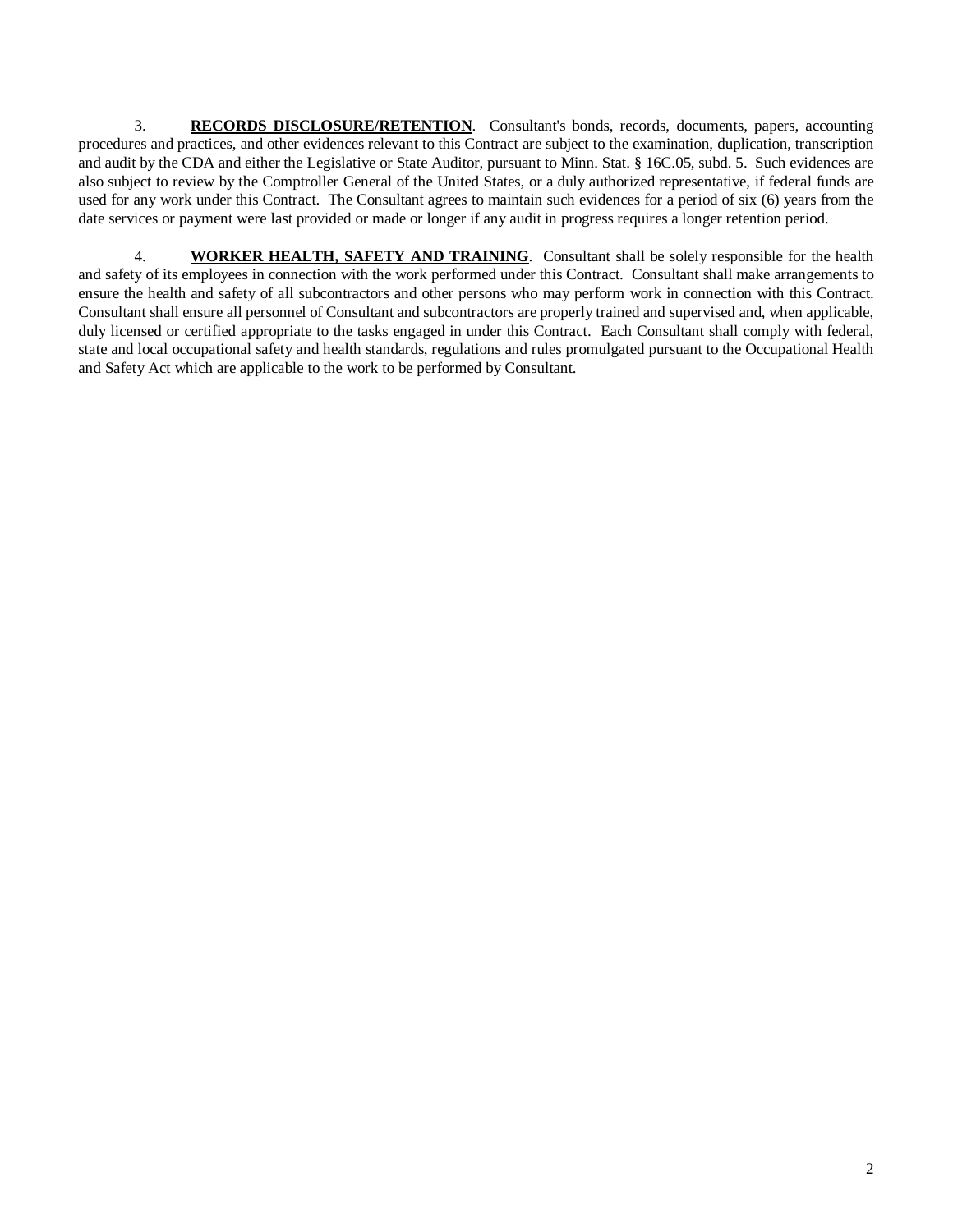3. **RECORDS DISCLOSURE/RETENTION**. Consultant's bonds, records, documents, papers, accounting procedures and practices, and other evidences relevant to this Contract are subject to the examination, duplication, transcription and audit by the CDA and either the Legislative or State Auditor, pursuant to Minn. Stat. § 16C.05, subd. 5. Such evidences are also subject to review by the Comptroller General of the United States, or a duly authorized representative, if federal funds are used for any work under this Contract. The Consultant agrees to maintain such evidences for a period of six (6) years from the date services or payment were last provided or made or longer if any audit in progress requires a longer retention period.

4. **WORKER HEALTH, SAFETY AND TRAINING**. Consultant shall be solely responsible for the health and safety of its employees in connection with the work performed under this Contract. Consultant shall make arrangements to ensure the health and safety of all subcontractors and other persons who may perform work in connection with this Contract. Consultant shall ensure all personnel of Consultant and subcontractors are properly trained and supervised and, when applicable, duly licensed or certified appropriate to the tasks engaged in under this Contract. Each Consultant shall comply with federal, state and local occupational safety and health standards, regulations and rules promulgated pursuant to the Occupational Health and Safety Act which are applicable to the work to be performed by Consultant.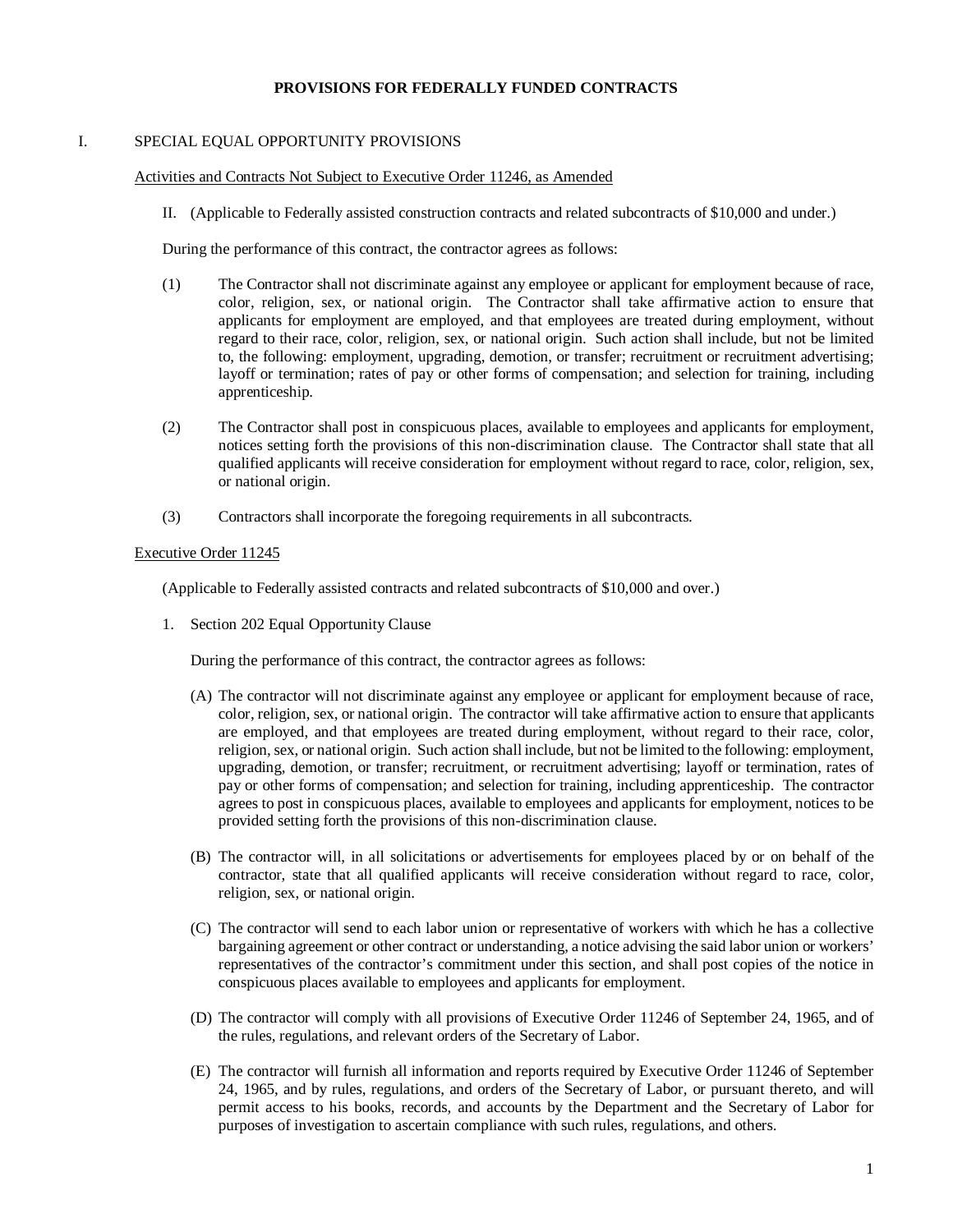**PROVISIONS FOR FEDERALLY FUNDED CONTRACTS**

I. SPECIAL EQUAL OPPORTUNITY PROVISIONS

<u>Activities and Contracts Not Subject to Executive Order 11246, as Amended</u>

II. (Applicable to Federally assisted construction contracts and related subcontracts of $10,000 and under.)

During the performance of this contract, the contractor agrees as follows:

(1) The Contractor shall not discriminate against any employee or applicant for employment because of race, color, religion, sex, or national origin. The Contractor shall take affirmative action to ensure that applicants for employment are employed, and that employees are treated during employment, without regard to their race, color, religion, sex, or national origin. Such action shall include, but not be limited to, the following: employment, upgrading, demotion, or transfer; recruitment or recruitment advertising; layoff or termination; rates of pay or other forms of compensation; and selection for training, including apprenticeship.

(2) The Contractor shall post in conspicuous places, available to employees and applicants for employment, notices setting forth the provisions of this non-discrimination clause. The Contractor shall state that all qualified applicants will receive consideration for employment without regard to race, color, religion, sex, or national origin.

(3) Contractors shall incorporate the foregoing requirements in all subcontracts.

<u>Executive Order 11245</u>

(Applicable to Federally assisted contracts and related subcontracts of $10,000 and over.)

1. Section 202 Equal Opportunity Clause

During the performance of this contract, the contractor agrees as follows:

(A) The contractor will not discriminate against any employee or applicant for employment because of race, color, religion, sex, or national origin. The contractor will take affirmative action to ensure that applicants are employed, and that employees are treated during employment, without regard to their race, color, religion, sex, or national origin. Such action shall include, but not be limited to the following: employment, upgrading, demotion, or transfer; recruitment, or recruitment advertising; layoff or termination, rates of pay or other forms of compensation; and selection for training, including apprenticeship. The contractor agrees to post in conspicuous places, available to employees and applicants for employment, notices to be provided setting forth the provisions of this non-discrimination clause.

(B) The contractor will, in all solicitations or advertisements for employees placed by or on behalf of the contractor, state that all qualified applicants will receive consideration without regard to race, color, religion, sex, or national origin.

(C) The contractor will send to each labor union or representative of workers with which he has a collective bargaining agreement or other contract or understanding, a notice advising the said labor union or workers' representatives of the contractor's commitment under this section, and shall post copies of the notice in conspicuous places available to employees and applicants for employment.

(D) The contractor will comply with all provisions of Executive Order 11246 of September 24, 1965, and of the rules, regulations, and relevant orders of the Secretary of Labor.

(E) The contractor will furnish all information and reports required by Executive Order 11246 of September 24, 1965, and by rules, regulations, and orders of the Secretary of Labor, or pursuant thereto, and will permit access to his books, records, and accounts by the Department and the Secretary of Labor for purposes of investigation to ascertain compliance with such rules, regulations, and others.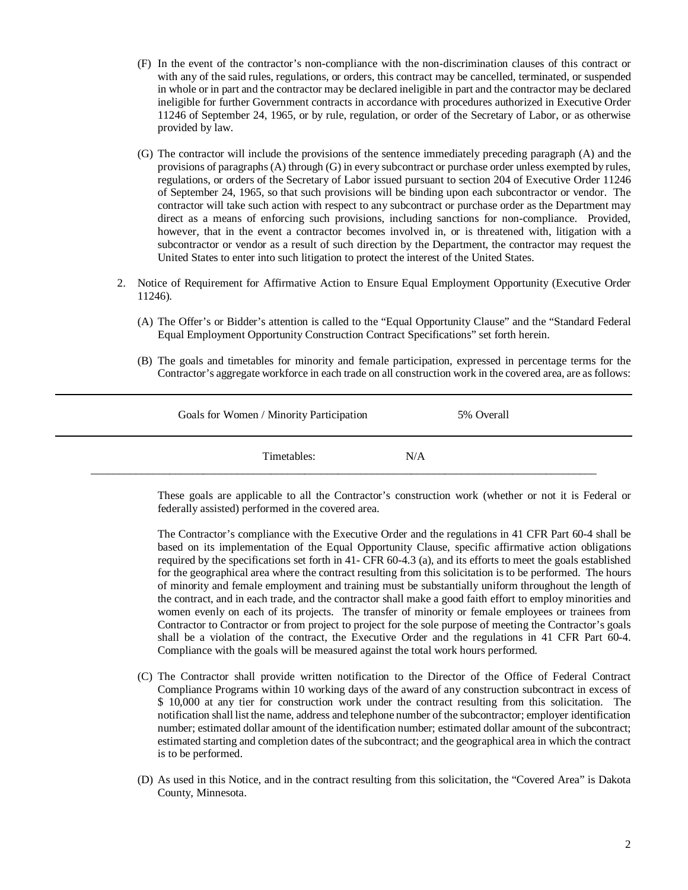(F) In the event of the contractor's non-compliance with the non-discrimination clauses of this contract or with any of the said rules, regulations, or orders, this contract may be cancelled, terminated, or suspended in whole or in part and the contractor may be declared ineligible in part and the contractor may be declared ineligible for further Government contracts in accordance with procedures authorized in Executive Order 11246 of September 24, 1965, or by rule, regulation, or order of the Secretary of Labor, or as otherwise provided by law.

(G) The contractor will include the provisions of the sentence immediately preceding paragraph (A) and the provisions of paragraphs (A) through (G) in every subcontract or purchase order unless exempted by rules, regulations, or orders of the Secretary of Labor issued pursuant to section 204 of Executive Order 11246 of September 24, 1965, so that such provisions will be binding upon each subcontractor or vendor. The contractor will take such action with respect to any subcontract or purchase order as the Department may direct as a means of enforcing such provisions, including sanctions for non-compliance. Provided, however, that in the event a contractor becomes involved in, or is threatened with, litigation with a subcontractor or vendor as a result of such direction by the Department, the contractor may request the United States to enter into such litigation to protect the interest of the United States.

2. Notice of Requirement for Affirmative Action to Ensure Equal Employment Opportunity (Executive Order 11246).

   (A) The Offer's or Bidder's attention is called to the "Equal Opportunity Clause" and the "Standard Federal Equal Employment Opportunity Construction Contract Specifications" set forth herein.

   (B) The goals and timetables for minority and female participation, expressed in percentage terms for the Contractor's aggregate workforce in each trade on all construction work in the covered area, are as follows:

| | |
|---|---|
| Goals for Women / Minority Participation | 5% Overall |
| Timetables: | N/A |

   These goals are applicable to all the Contractor's construction work (whether or not it is Federal or federally assisted) performed in the covered area.

   The Contractor's compliance with the Executive Order and the regulations in 41 CFR Part 60-4 shall be based on its implementation of the Equal Opportunity Clause, specific affirmative action obligations required by the specifications set forth in 41- CFR 60-4.3 (a), and its efforts to meet the goals established for the geographical area where the contract resulting from this solicitation is to be performed. The hours of minority and female employment and training must be substantially uniform throughout the length of the contract, and in each trade, and the contractor shall make a good faith effort to employ minorities and women evenly on each of its projects. The transfer of minority or female employees or trainees from Contractor to Contractor or from project to project for the sole purpose of meeting the Contractor's goals shall be a violation of the contract, the Executive Order and the regulations in 41 CFR Part 60-4. Compliance with the goals will be measured against the total work hours performed.

   (C) The Contractor shall provide written notification to the Director of the Office of Federal Contract Compliance Programs within 10 working days of the award of any construction subcontract in excess of $ 10,000 at any tier for construction work under the contract resulting from this solicitation. The notification shall list the name, address and telephone number of the subcontractor; employer identification number; estimated dollar amount of the identification number; estimated dollar amount of the subcontract; estimated starting and completion dates of the subcontract; and the geographical area in which the contract is to be performed.

   (D) As used in this Notice, and in the contract resulting from this solicitation, the "Covered Area" is Dakota County, Minnesota.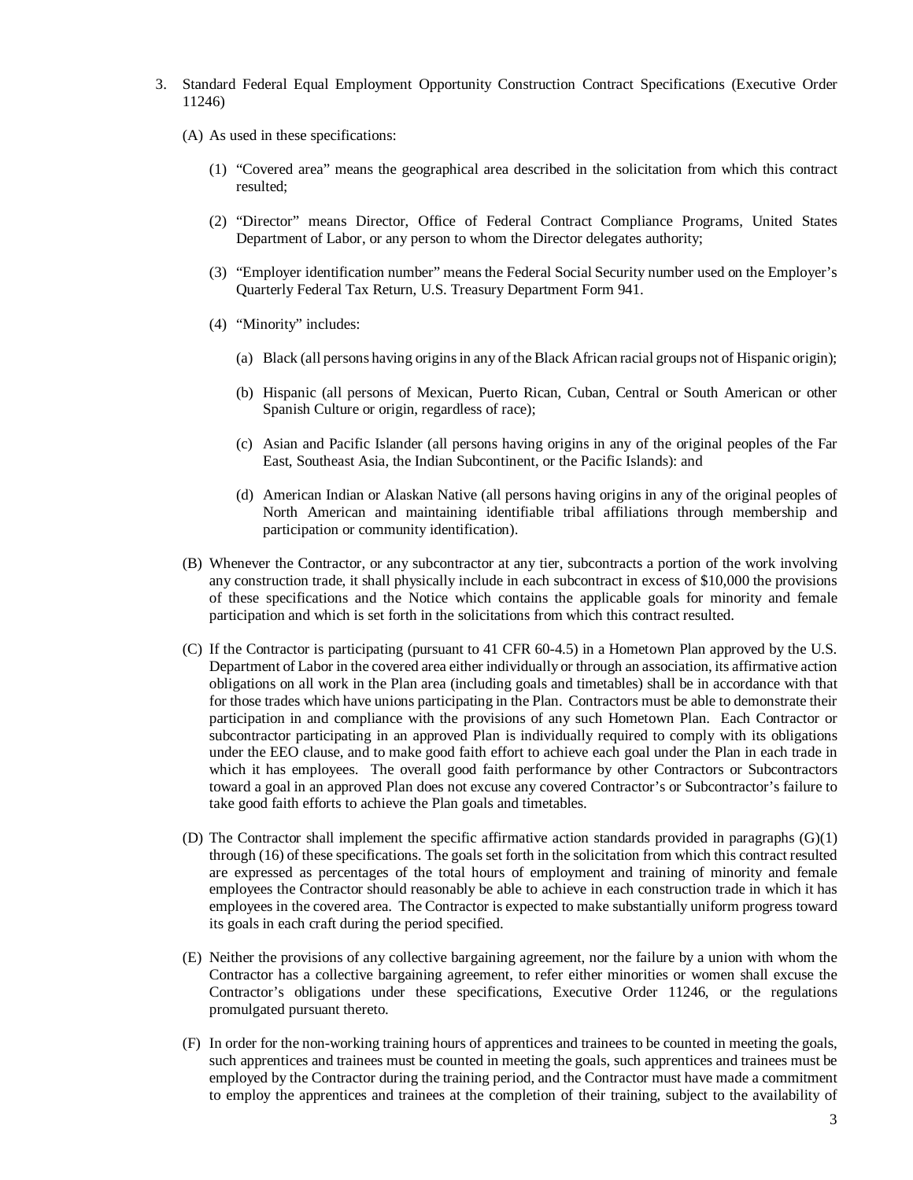3. Standard Federal Equal Employment Opportunity Construction Contract Specifications (Executive Order 11246)

   (A) As used in these specifications:

   (1) "Covered area" means the geographical area described in the solicitation from which this contract resulted;

   (2) "Director" means Director, Office of Federal Contract Compliance Programs, United States Department of Labor, or any person to whom the Director delegates authority;

   (3) "Employer identification number" means the Federal Social Security number used on the Employer's Quarterly Federal Tax Return, U.S. Treasury Department Form 941.

   (4) "Minority" includes:

   (a) Black (all persons having origins in any of the Black African racial groups not of Hispanic origin);

   (b) Hispanic (all persons of Mexican, Puerto Rican, Cuban, Central or South American or other Spanish Culture or origin, regardless of race);

   (c) Asian and Pacific Islander (all persons having origins in any of the original peoples of the Far East, Southeast Asia, the Indian Subcontinent, or the Pacific Islands): and

   (d) American Indian or Alaskan Native (all persons having origins in any of the original peoples of North American and maintaining identifiable tribal affiliations through membership and participation or community identification).

   (B) Whenever the Contractor, or any subcontractor at any tier, subcontracts a portion of the work involving any construction trade, it shall physically include in each subcontract in excess of $10,000 the provisions of these specifications and the Notice which contains the applicable goals for minority and female participation and which is set forth in the solicitations from which this contract resulted.

   (C) If the Contractor is participating (pursuant to 41 CFR 60-4.5) in a Hometown Plan approved by the U.S. Department of Labor in the covered area either individually or through an association, its affirmative action obligations on all work in the Plan area (including goals and timetables) shall be in accordance with that for those trades which have unions participating in the Plan. Contractors must be able to demonstrate their participation in and compliance with the provisions of any such Hometown Plan. Each Contractor or subcontractor participating in an approved Plan is individually required to comply with its obligations under the EEO clause, and to make good faith effort to achieve each goal under the Plan in each trade in which it has employees. The overall good faith performance by other Contractors or Subcontractors toward a goal in an approved Plan does not excuse any covered Contractor's or Subcontractor's failure to take good faith efforts to achieve the Plan goals and timetables.

   (D) The Contractor shall implement the specific affirmative action standards provided in paragraphs (G)(1) through (16) of these specifications. The goals set forth in the solicitation from which this contract resulted are expressed as percentages of the total hours of employment and training of minority and female employees the Contractor should reasonably be able to achieve in each construction trade in which it has employees in the covered area. The Contractor is expected to make substantially uniform progress toward its goals in each craft during the period specified.

   (E) Neither the provisions of any collective bargaining agreement, nor the failure by a union with whom the Contractor has a collective bargaining agreement, to refer either minorities or women shall excuse the Contractor's obligations under these specifications, Executive Order 11246, or the regulations promulgated pursuant thereto.

   (F) In order for the non-working training hours of apprentices and trainees to be counted in meeting the goals, such apprentices and trainees must be counted in meeting the goals, such apprentices and trainees must be employed by the Contractor during the training period, and the Contractor must have made a commitment to employ the apprentices and trainees at the completion of their training, subject to the availability of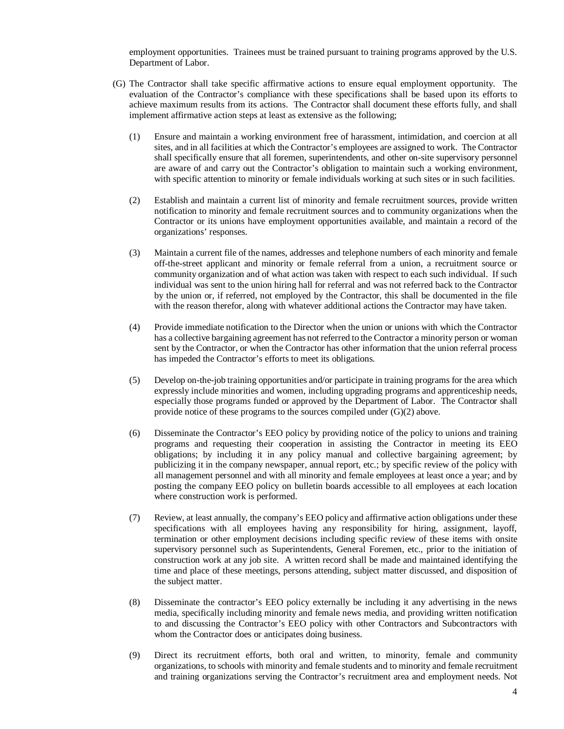employment opportunities. Trainees must be trained pursuant to training programs approved by the U.S. Department of Labor.

(G) The Contractor shall take specific affirmative actions to ensure equal employment opportunity. The evaluation of the Contractor's compliance with these specifications shall be based upon its efforts to achieve maximum results from its actions. The Contractor shall document these efforts fully, and shall implement affirmative action steps at least as extensive as the following;

(1) Ensure and maintain a working environment free of harassment, intimidation, and coercion at all sites, and in all facilities at which the Contractor's employees are assigned to work. The Contractor shall specifically ensure that all foremen, superintendents, and other on-site supervisory personnel are aware of and carry out the Contractor's obligation to maintain such a working environment, with specific attention to minority or female individuals working at such sites or in such facilities.

(2) Establish and maintain a current list of minority and female recruitment sources, provide written notification to minority and female recruitment sources and to community organizations when the Contractor or its unions have employment opportunities available, and maintain a record of the organizations' responses.

(3) Maintain a current file of the names, addresses and telephone numbers of each minority and female off-the-street applicant and minority or female referral from a union, a recruitment source or community organization and of what action was taken with respect to each such individual. If such individual was sent to the union hiring hall for referral and was not referred back to the Contractor by the union or, if referred, not employed by the Contractor, this shall be documented in the file with the reason therefor, along with whatever additional actions the Contractor may have taken.

(4) Provide immediate notification to the Director when the union or unions with which the Contractor has a collective bargaining agreement has not referred to the Contractor a minority person or woman sent by the Contractor, or when the Contractor has other information that the union referral process has impeded the Contractor's efforts to meet its obligations.

(5) Develop on-the-job training opportunities and/or participate in training programs for the area which expressly include minorities and women, including upgrading programs and apprenticeship needs, especially those programs funded or approved by the Department of Labor. The Contractor shall provide notice of these programs to the sources compiled under (G)(2) above.

(6) Disseminate the Contractor's EEO policy by providing notice of the policy to unions and training programs and requesting their cooperation in assisting the Contractor in meeting its EEO obligations; by including it in any policy manual and collective bargaining agreement; by publicizing it in the company newspaper, annual report, etc.; by specific review of the policy with all management personnel and with all minority and female employees at least once a year; and by posting the company EEO policy on bulletin boards accessible to all employees at each location where construction work is performed.

(7) Review, at least annually, the company's EEO policy and affirmative action obligations under these specifications with all employees having any responsibility for hiring, assignment, layoff, termination or other employment decisions including specific review of these items with onsite supervisory personnel such as Superintendents, General Foremen, etc., prior to the initiation of construction work at any job site. A written record shall be made and maintained identifying the time and place of these meetings, persons attending, subject matter discussed, and disposition of the subject matter.

(8) Disseminate the contractor's EEO policy externally be including it any advertising in the news media, specifically including minority and female news media, and providing written notification to and discussing the Contractor's EEO policy with other Contractors and Subcontractors with whom the Contractor does or anticipates doing business.

(9) Direct its recruitment efforts, both oral and written, to minority, female and community organizations, to schools with minority and female students and to minority and female recruitment and training organizations serving the Contractor's recruitment area and employment needs. Not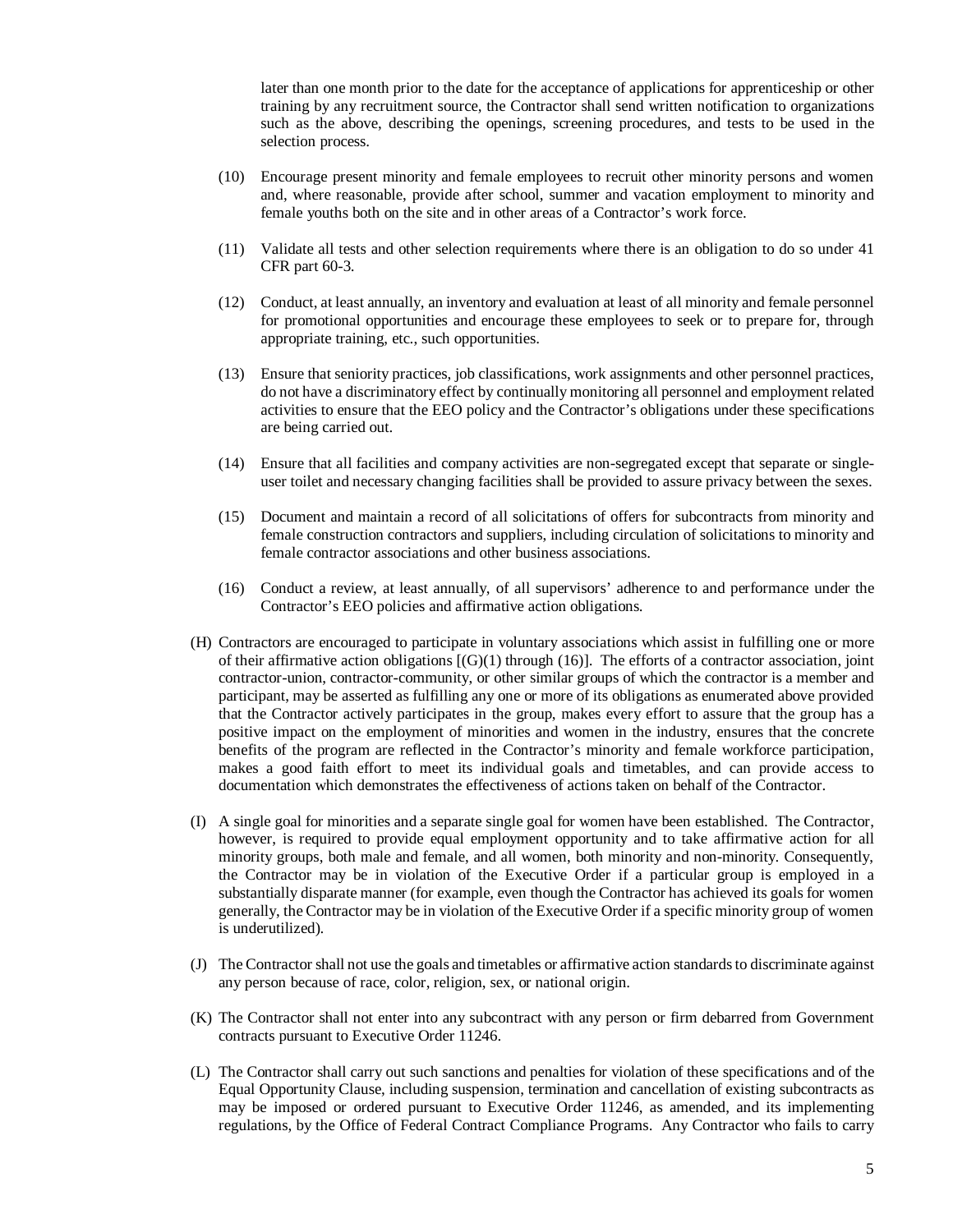later than one month prior to the date for the acceptance of applications for apprenticeship or other training by any recruitment source, the Contractor shall send written notification to organizations such as the above, describing the openings, screening procedures, and tests to be used in the selection process.

(10) Encourage present minority and female employees to recruit other minority persons and women and, where reasonable, provide after school, summer and vacation employment to minority and female youths both on the site and in other areas of a Contractor's work force.

(11) Validate all tests and other selection requirements where there is an obligation to do so under 41 CFR part 60-3.

(12) Conduct, at least annually, an inventory and evaluation at least of all minority and female personnel for promotional opportunities and encourage these employees to seek or to prepare for, through appropriate training, etc., such opportunities.

(13) Ensure that seniority practices, job classifications, work assignments and other personnel practices, do not have a discriminatory effect by continually monitoring all personnel and employment related activities to ensure that the EEO policy and the Contractor's obligations under these specifications are being carried out.

(14) Ensure that all facilities and company activities are non-segregated except that separate or single-user toilet and necessary changing facilities shall be provided to assure privacy between the sexes.

(15) Document and maintain a record of all solicitations of offers for subcontracts from minority and female construction contractors and suppliers, including circulation of solicitations to minority and female contractor associations and other business associations.

(16) Conduct a review, at least annually, of all supervisors' adherence to and performance under the Contractor's EEO policies and affirmative action obligations.

(H) Contractors are encouraged to participate in voluntary associations which assist in fulfilling one or more of their affirmative action obligations [(G)(1) through (16)]. The efforts of a contractor association, joint contractor-union, contractor-community, or other similar groups of which the contractor is a member and participant, may be asserted as fulfilling any one or more of its obligations as enumerated above provided that the Contractor actively participates in the group, makes every effort to assure that the group has a positive impact on the employment of minorities and women in the industry, ensures that the concrete benefits of the program are reflected in the Contractor's minority and female workforce participation, makes a good faith effort to meet its individual goals and timetables, and can provide access to documentation which demonstrates the effectiveness of actions taken on behalf of the Contractor.

(I) A single goal for minorities and a separate single goal for women have been established. The Contractor, however, is required to provide equal employment opportunity and to take affirmative action for all minority groups, both male and female, and all women, both minority and non-minority. Consequently, the Contractor may be in violation of the Executive Order if a particular group is employed in a substantially disparate manner (for example, even though the Contractor has achieved its goals for women generally, the Contractor may be in violation of the Executive Order if a specific minority group of women is underutilized).

(J) The Contractor shall not use the goals and timetables or affirmative action standards to discriminate against any person because of race, color, religion, sex, or national origin.

(K) The Contractor shall not enter into any subcontract with any person or firm debarred from Government contracts pursuant to Executive Order 11246.

(L) The Contractor shall carry out such sanctions and penalties for violation of these specifications and of the Equal Opportunity Clause, including suspension, termination and cancellation of existing subcontracts as may be imposed or ordered pursuant to Executive Order 11246, as amended, and its implementing regulations, by the Office of Federal Contract Compliance Programs. Any Contractor who fails to carry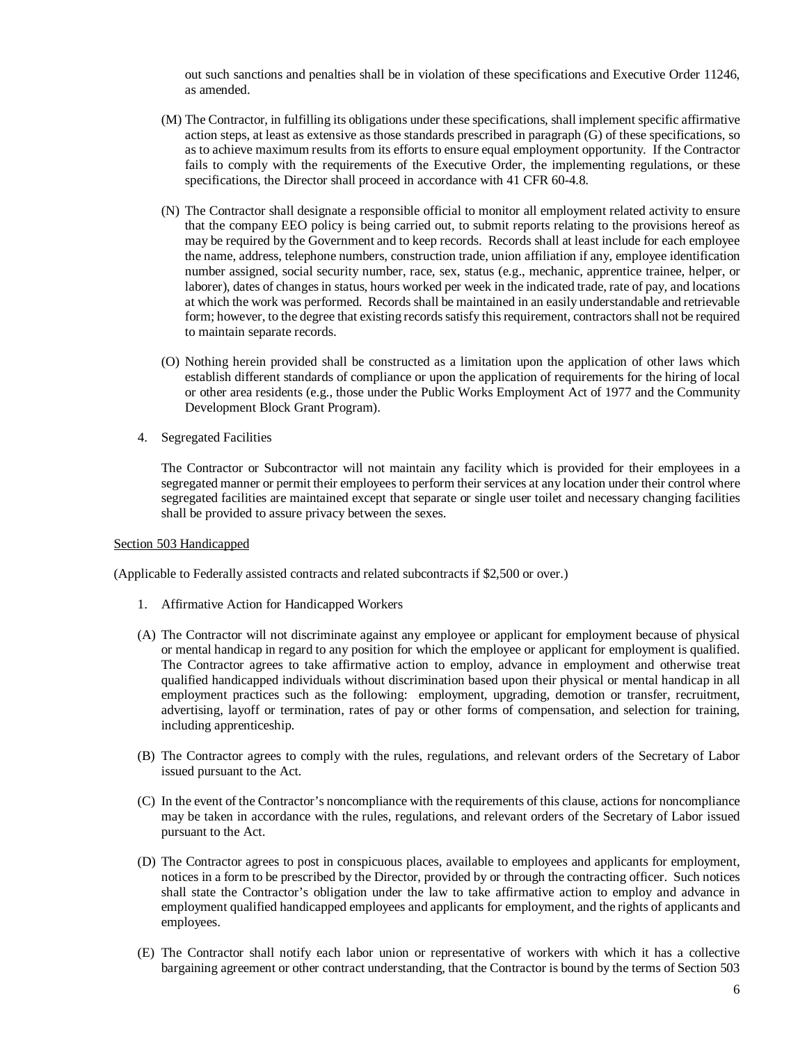out such sanctions and penalties shall be in violation of these specifications and Executive Order 11246, as amended.

(M) The Contractor, in fulfilling its obligations under these specifications, shall implement specific affirmative action steps, at least as extensive as those standards prescribed in paragraph (G) of these specifications, so as to achieve maximum results from its efforts to ensure equal employment opportunity. If the Contractor fails to comply with the requirements of the Executive Order, the implementing regulations, or these specifications, the Director shall proceed in accordance with 41 CFR 60-4.8.

(N) The Contractor shall designate a responsible official to monitor all employment related activity to ensure that the company EEO policy is being carried out, to submit reports relating to the provisions hereof as may be required by the Government and to keep records. Records shall at least include for each employee the name, address, telephone numbers, construction trade, union affiliation if any, employee identification number assigned, social security number, race, sex, status (e.g., mechanic, apprentice trainee, helper, or laborer), dates of changes in status, hours worked per week in the indicated trade, rate of pay, and locations at which the work was performed. Records shall be maintained in an easily understandable and retrievable form; however, to the degree that existing records satisfy this requirement, contractors shall not be required to maintain separate records.

(O) Nothing herein provided shall be constructed as a limitation upon the application of other laws which establish different standards of compliance or upon the application of requirements for the hiring of local or other area residents (e.g., those under the Public Works Employment Act of 1977 and the Community Development Block Grant Program).

4. Segregated Facilities

The Contractor or Subcontractor will not maintain any facility which is provided for their employees in a segregated manner or permit their employees to perform their services at any location under their control where segregated facilities are maintained except that separate or single user toilet and necessary changing facilities shall be provided to assure privacy between the sexes.

Section 503 Handicapped

(Applicable to Federally assisted contracts and related subcontracts if $2,500 or over.)

1. Affirmative Action for Handicapped Workers

(A) The Contractor will not discriminate against any employee or applicant for employment because of physical or mental handicap in regard to any position for which the employee or applicant for employment is qualified. The Contractor agrees to take affirmative action to employ, advance in employment and otherwise treat qualified handicapped individuals without discrimination based upon their physical or mental handicap in all employment practices such as the following: employment, upgrading, demotion or transfer, recruitment, advertising, layoff or termination, rates of pay or other forms of compensation, and selection for training, including apprenticeship.

(B) The Contractor agrees to comply with the rules, regulations, and relevant orders of the Secretary of Labor issued pursuant to the Act.

(C) In the event of the Contractor's noncompliance with the requirements of this clause, actions for noncompliance may be taken in accordance with the rules, regulations, and relevant orders of the Secretary of Labor issued pursuant to the Act.

(D) The Contractor agrees to post in conspicuous places, available to employees and applicants for employment, notices in a form to be prescribed by the Director, provided by or through the contracting officer. Such notices shall state the Contractor's obligation under the law to take affirmative action to employ and advance in employment qualified handicapped employees and applicants for employment, and the rights of applicants and employees.

(E) The Contractor shall notify each labor union or representative of workers with which it has a collective bargaining agreement or other contract understanding, that the Contractor is bound by the terms of Section 503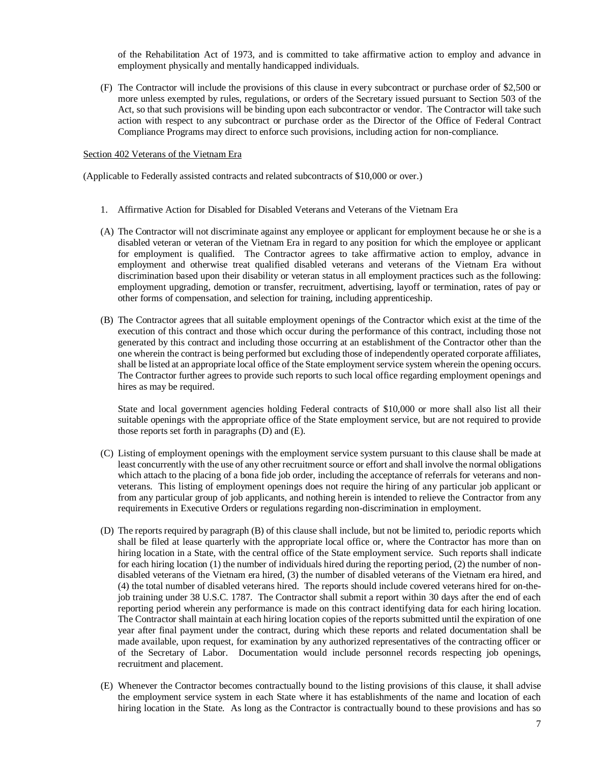of the Rehabilitation Act of 1973, and is committed to take affirmative action to employ and advance in employment physically and mentally handicapped individuals.

(F) The Contractor will include the provisions of this clause in every subcontract or purchase order of $2,500 or more unless exempted by rules, regulations, or orders of the Secretary issued pursuant to Section 503 of the Act, so that such provisions will be binding upon each subcontractor or vendor. The Contractor will take such action with respect to any subcontract or purchase order as the Director of the Office of Federal Contract Compliance Programs may direct to enforce such provisions, including action for non-compliance.

Section 402 Veterans of the Vietnam Era

(Applicable to Federally assisted contracts and related subcontracts of $10,000 or over.)

1. Affirmative Action for Disabled for Disabled Veterans and Veterans of the Vietnam Era

(A) The Contractor will not discriminate against any employee or applicant for employment because he or she is a disabled veteran or veteran of the Vietnam Era in regard to any position for which the employee or applicant for employment is qualified. The Contractor agrees to take affirmative action to employ, advance in employment and otherwise treat qualified disabled veterans and veterans of the Vietnam Era without discrimination based upon their disability or veteran status in all employment practices such as the following: employment upgrading, demotion or transfer, recruitment, advertising, layoff or termination, rates of pay or other forms of compensation, and selection for training, including apprenticeship.

(B) The Contractor agrees that all suitable employment openings of the Contractor which exist at the time of the execution of this contract and those which occur during the performance of this contract, including those not generated by this contract and including those occurring at an establishment of the Contractor other than the one wherein the contract is being performed but excluding those of independently operated corporate affiliates, shall be listed at an appropriate local office of the State employment service system wherein the opening occurs. The Contractor further agrees to provide such reports to such local office regarding employment openings and hires as may be required.

State and local government agencies holding Federal contracts of $10,000 or more shall also list all their suitable openings with the appropriate office of the State employment service, but are not required to provide those reports set forth in paragraphs (D) and (E).

(C) Listing of employment openings with the employment service system pursuant to this clause shall be made at least concurrently with the use of any other recruitment source or effort and shall involve the normal obligations which attach to the placing of a bona fide job order, including the acceptance of referrals for veterans and non-veterans. This listing of employment openings does not require the hiring of any particular job applicant or from any particular group of job applicants, and nothing herein is intended to relieve the Contractor from any requirements in Executive Orders or regulations regarding non-discrimination in employment.

(D) The reports required by paragraph (B) of this clause shall include, but not be limited to, periodic reports which shall be filed at lease quarterly with the appropriate local office or, where the Contractor has more than on hiring location in a State, with the central office of the State employment service. Such reports shall indicate for each hiring location (1) the number of individuals hired during the reporting period, (2) the number of non-disabled veterans of the Vietnam era hired, (3) the number of disabled veterans of the Vietnam era hired, and (4) the total number of disabled veterans hired. The reports should include covered veterans hired for on-the-job training under 38 U.S.C. 1787. The Contractor shall submit a report within 30 days after the end of each reporting period wherein any performance is made on this contract identifying data for each hiring location. The Contractor shall maintain at each hiring location copies of the reports submitted until the expiration of one year after final payment under the contract, during which these reports and related documentation shall be made available, upon request, for examination by any authorized representatives of the contracting officer or of the Secretary of Labor. Documentation would include personnel records respecting job openings, recruitment and placement.

(E) Whenever the Contractor becomes contractually bound to the listing provisions of this clause, it shall advise the employment service system in each State where it has establishments of the name and location of each hiring location in the State. As long as the Contractor is contractually bound to these provisions and has so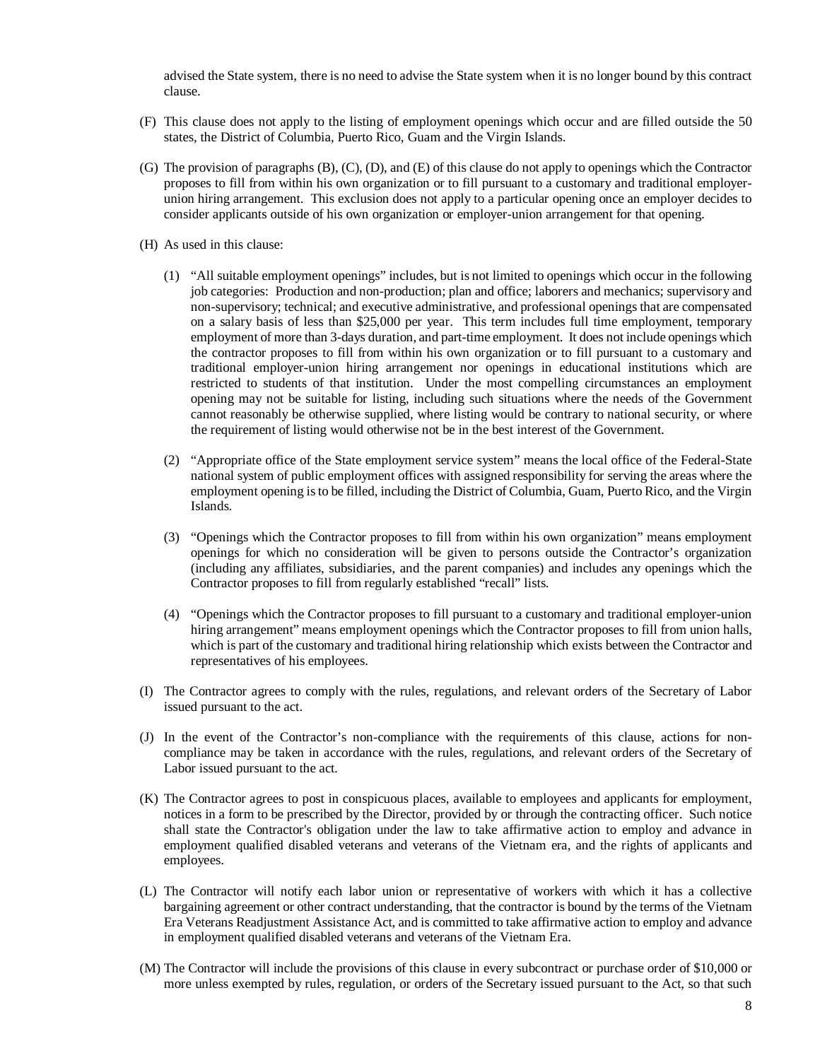advised the State system, there is no need to advise the State system when it is no longer bound by this contract clause.

(F) This clause does not apply to the listing of employment openings which occur and are filled outside the 50 states, the District of Columbia, Puerto Rico, Guam and the Virgin Islands.

(G) The provision of paragraphs (B), (C), (D), and (E) of this clause do not apply to openings which the Contractor proposes to fill from within his own organization or to fill pursuant to a customary and traditional employer-union hiring arrangement. This exclusion does not apply to a particular opening once an employer decides to consider applicants outside of his own organization or employer-union arrangement for that opening.

(H) As used in this clause:

(1) "All suitable employment openings" includes, but is not limited to openings which occur in the following job categories: Production and non-production; plan and office; laborers and mechanics; supervisory and non-supervisory; technical; and executive administrative, and professional openings that are compensated on a salary basis of less than $25,000 per year. This term includes full time employment, temporary employment of more than 3-days duration, and part-time employment. It does not include openings which the contractor proposes to fill from within his own organization or to fill pursuant to a customary and traditional employer-union hiring arrangement nor openings in educational institutions which are restricted to students of that institution. Under the most compelling circumstances an employment opening may not be suitable for listing, including such situations where the needs of the Government cannot reasonably be otherwise supplied, where listing would be contrary to national security, or where the requirement of listing would otherwise not be in the best interest of the Government.

(2) "Appropriate office of the State employment service system" means the local office of the Federal-State national system of public employment offices with assigned responsibility for serving the areas where the employment opening is to be filled, including the District of Columbia, Guam, Puerto Rico, and the Virgin Islands.

(3) "Openings which the Contractor proposes to fill from within his own organization" means employment openings for which no consideration will be given to persons outside the Contractor's organization (including any affiliates, subsidiaries, and the parent companies) and includes any openings which the Contractor proposes to fill from regularly established "recall" lists.

(4) "Openings which the Contractor proposes to fill pursuant to a customary and traditional employer-union hiring arrangement" means employment openings which the Contractor proposes to fill from union halls, which is part of the customary and traditional hiring relationship which exists between the Contractor and representatives of his employees.

(I) The Contractor agrees to comply with the rules, regulations, and relevant orders of the Secretary of Labor issued pursuant to the act.

(J) In the event of the Contractor's non-compliance with the requirements of this clause, actions for non-compliance may be taken in accordance with the rules, regulations, and relevant orders of the Secretary of Labor issued pursuant to the act.

(K) The Contractor agrees to post in conspicuous places, available to employees and applicants for employment, notices in a form to be prescribed by the Director, provided by or through the contracting officer. Such notice shall state the Contractor's obligation under the law to take affirmative action to employ and advance in employment qualified disabled veterans and veterans of the Vietnam era, and the rights of applicants and employees.

(L) The Contractor will notify each labor union or representative of workers with which it has a collective bargaining agreement or other contract understanding, that the contractor is bound by the terms of the Vietnam Era Veterans Readjustment Assistance Act, and is committed to take affirmative action to employ and advance in employment qualified disabled veterans and veterans of the Vietnam Era.

(M) The Contractor will include the provisions of this clause in every subcontract or purchase order of $10,000 or more unless exempted by rules, regulation, or orders of the Secretary issued pursuant to the Act, so that such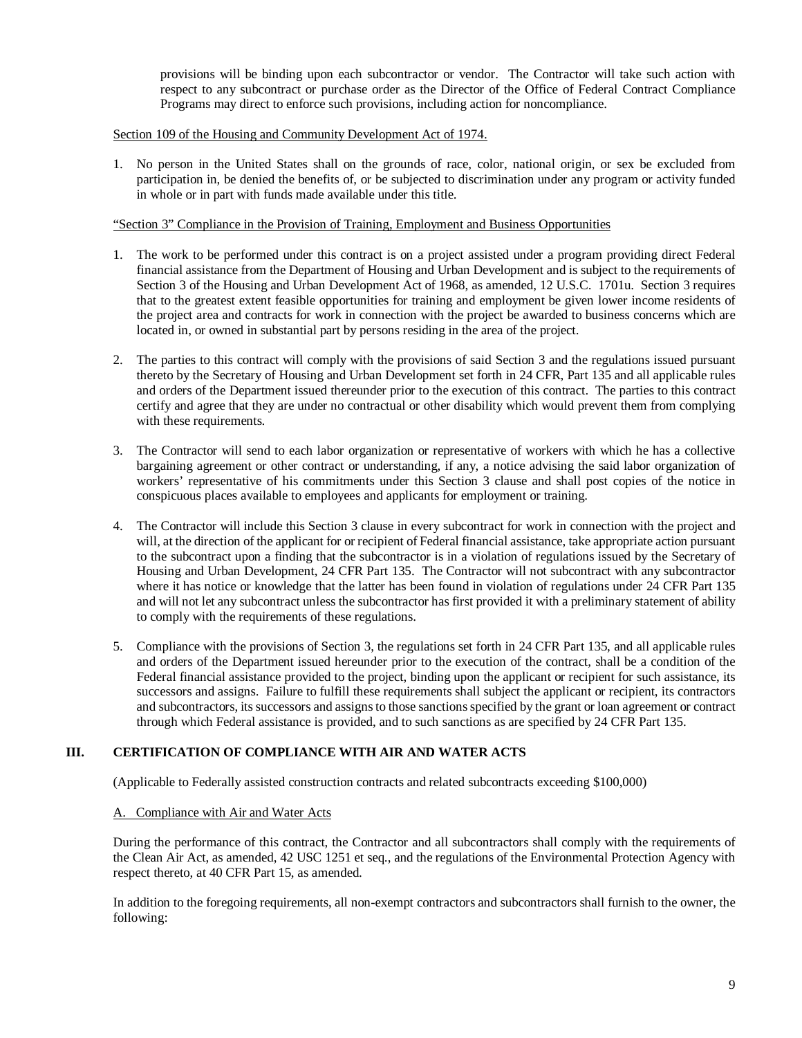provisions will be binding upon each subcontractor or vendor. The Contractor will take such action with respect to any subcontract or purchase order as the Director of the Office of Federal Contract Compliance Programs may direct to enforce such provisions, including action for noncompliance.

Section 109 of the Housing and Community Development Act of 1974.

1. No person in the United States shall on the grounds of race, color, national origin, or sex be excluded from participation in, be denied the benefits of, or be subjected to discrimination under any program or activity funded in whole or in part with funds made available under this title.

"Section 3" Compliance in the Provision of Training, Employment and Business Opportunities

1. The work to be performed under this contract is on a project assisted under a program providing direct Federal financial assistance from the Department of Housing and Urban Development and is subject to the requirements of Section 3 of the Housing and Urban Development Act of 1968, as amended, 12 U.S.C. 1701u. Section 3 requires that to the greatest extent feasible opportunities for training and employment be given lower income residents of the project area and contracts for work in connection with the project be awarded to business concerns which are located in, or owned in substantial part by persons residing in the area of the project.

2. The parties to this contract will comply with the provisions of said Section 3 and the regulations issued pursuant thereto by the Secretary of Housing and Urban Development set forth in 24 CFR, Part 135 and all applicable rules and orders of the Department issued thereunder prior to the execution of this contract. The parties to this contract certify and agree that they are under no contractual or other disability which would prevent them from complying with these requirements.

3. The Contractor will send to each labor organization or representative of workers with which he has a collective bargaining agreement or other contract or understanding, if any, a notice advising the said labor organization of workers' representative of his commitments under this Section 3 clause and shall post copies of the notice in conspicuous places available to employees and applicants for employment or training.

4. The Contractor will include this Section 3 clause in every subcontract for work in connection with the project and will, at the direction of the applicant for or recipient of Federal financial assistance, take appropriate action pursuant to the subcontract upon a finding that the subcontractor is in a violation of regulations issued by the Secretary of Housing and Urban Development, 24 CFR Part 135. The Contractor will not subcontract with any subcontractor where it has notice or knowledge that the latter has been found in violation of regulations under 24 CFR Part 135 and will not let any subcontract unless the subcontractor has first provided it with a preliminary statement of ability to comply with the requirements of these regulations.

5. Compliance with the provisions of Section 3, the regulations set forth in 24 CFR Part 135, and all applicable rules and orders of the Department issued hereunder prior to the execution of the contract, shall be a condition of the Federal financial assistance provided to the project, binding upon the applicant or recipient for such assistance, its successors and assigns. Failure to fulfill these requirements shall subject the applicant or recipient, its contractors and subcontractors, its successors and assigns to those sanctions specified by the grant or loan agreement or contract through which Federal assistance is provided, and to such sanctions as are specified by 24 CFR Part 135.

## III. CERTIFICATION OF COMPLIANCE WITH AIR AND WATER ACTS

(Applicable to Federally assisted construction contracts and related subcontracts exceeding $100,000)

A. Compliance with Air and Water Acts

During the performance of this contract, the Contractor and all subcontractors shall comply with the requirements of the Clean Air Act, as amended, 42 USC 1251 et seq., and the regulations of the Environmental Protection Agency with respect thereto, at 40 CFR Part 15, as amended.

In addition to the foregoing requirements, all non-exempt contractors and subcontractors shall furnish to the owner, the following: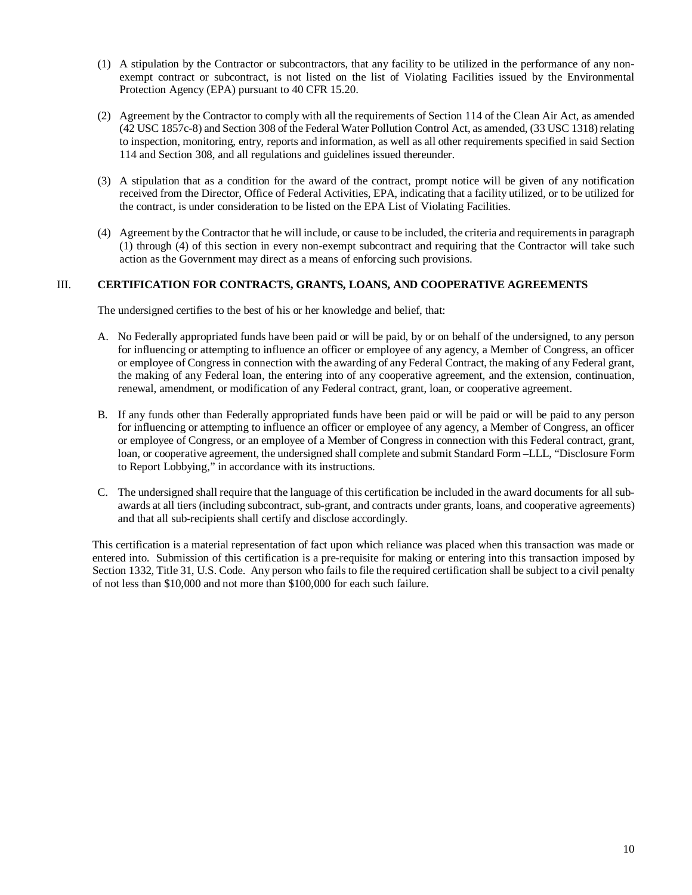(1) A stipulation by the Contractor or subcontractors, that any facility to be utilized in the performance of any non-exempt contract or subcontract, is not listed on the list of Violating Facilities issued by the Environmental Protection Agency (EPA) pursuant to 40 CFR 15.20.

(2) Agreement by the Contractor to comply with all the requirements of Section 114 of the Clean Air Act, as amended (42 USC 1857c-8) and Section 308 of the Federal Water Pollution Control Act, as amended, (33 USC 1318) relating to inspection, monitoring, entry, reports and information, as well as all other requirements specified in said Section 114 and Section 308, and all regulations and guidelines issued thereunder.

(3) A stipulation that as a condition for the award of the contract, prompt notice will be given of any notification received from the Director, Office of Federal Activities, EPA, indicating that a facility utilized, or to be utilized for the contract, is under consideration to be listed on the EPA List of Violating Facilities.

(4) Agreement by the Contractor that he will include, or cause to be included, the criteria and requirements in paragraph (1) through (4) of this section in every non-exempt subcontract and requiring that the Contractor will take such action as the Government may direct as a means of enforcing such provisions.

## III. CERTIFICATION FOR CONTRACTS, GRANTS, LOANS, AND COOPERATIVE AGREEMENTS

The undersigned certifies to the best of his or her knowledge and belief, that:

A. No Federally appropriated funds have been paid or will be paid, by or on behalf of the undersigned, to any person for influencing or attempting to influence an officer or employee of any agency, a Member of Congress, an officer or employee of Congress in connection with the awarding of any Federal Contract, the making of any Federal grant, the making of any Federal loan, the entering into of any cooperative agreement, and the extension, continuation, renewal, amendment, or modification of any Federal contract, grant, loan, or cooperative agreement.

B. If any funds other than Federally appropriated funds have been paid or will be paid or will be paid to any person for influencing or attempting to influence an officer or employee of any agency, a Member of Congress, an officer or employee of Congress, or an employee of a Member of Congress in connection with this Federal contract, grant, loan, or cooperative agreement, the undersigned shall complete and submit Standard Form –LLL, "Disclosure Form to Report Lobbying," in accordance with its instructions.

C. The undersigned shall require that the language of this certification be included in the award documents for all sub-awards at all tiers (including subcontract, sub-grant, and contracts under grants, loans, and cooperative agreements) and that all sub-recipients shall certify and disclose accordingly.

This certification is a material representation of fact upon which reliance was placed when this transaction was made or entered into. Submission of this certification is a pre-requisite for making or entering into this transaction imposed by Section 1332, Title 31, U.S. Code. Any person who fails to file the required certification shall be subject to a civil penalty of not less than $10,000 and not more than $100,000 for each such failure.